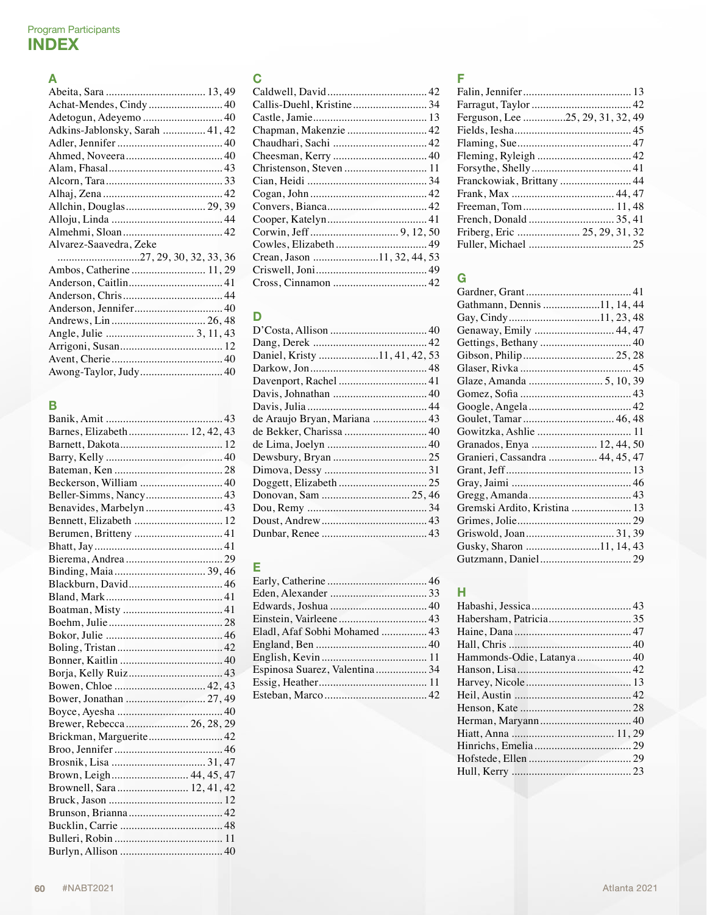Program Participants

# INDEX

## A

Abeita, Sara .................................. 13, 49
Achat-Mendes, Cindy .......................... 40
Adetogun, Adeyemo ............................ 40
Adkins-Jablonsky, Sarah ............... 41, 42
Adler, Jennifer ..................................... 40
Ahmed, Noveera .................................. 40
Alam, Fhasal ........................................ 43
Alcorn, Tara ......................................... 33
Alhaj, Zena .......................................... 42
Allchin, Douglas ........................... 29, 39
Alloju, Linda ....................................... 44
Almehmi, Sloan ................................... 42
Alvarez-Saavedra, Zeke
............................27, 29, 30, 32, 33, 36
Ambos, Catherine ......................... 11, 29
Anderson, Caitlin ................................. 41
Anderson, Chris ................................... 44
Anderson, Jennifer ............................... 40
Andrews, Lin ................................ 26, 48
Angle, Julie .............................. 3, 11, 43
Arrigoni, Susan .................................... 12
Avent, Cherie ....................................... 40
Awong-Taylor, Judy ............................. 40

## B

Banik, Amit ......................................... 43
Barnes, Elizabeth .................... 12, 42, 43
Barnett, Dakota .................................... 12
Barry, Kelly ......................................... 40
Bateman, Ken ...................................... 28
Beckerson, William ............................. 40
Beller-Simms, Nancy ........................... 43
Benavides, Marbelyn ........................... 43
Bennett, Elizabeth ............................... 12
Berumen, Britteny ............................... 41
Bhatt, Jay ............................................. 41
Bierema, Andrea .................................. 29
Binding, Maia ............................... 39, 46
Blackburn, David ................................. 46
Bland, Mark ......................................... 41
Boatman, Misty ................................... 41
Boehm, Julie ........................................ 28
Bokor, Julie ......................................... 46
Boling, Tristan ..................................... 42
Bonner, Kaitlin .................................... 40
Borja, Kelly Ruiz ................................. 43
Bowen, Chloe ............................... 42, 43
Bower, Jonathan ........................... 27, 49
Boyce, Ayesha ..................................... 40
Brewer, Rebecca ...................... 26, 28, 29
Brickman, Marguerite .......................... 42
Broo, Jennifer ...................................... 46
Brosnik, Lisa ................................ 31, 47
Brown, Leigh ........................... 44, 45, 47
Brownell, Sara ......................... 12, 41, 42
Bruck, Jason ........................................ 12
Brunson, Brianna ................................. 42
Bucklin, Carrie .................................... 48
Bulleri, Robin ...................................... 11
Burlyn, Allison .................................... 40

## C

Caldwell, David ................................... 42
Callis-Duehl, Kristine .......................... 34
Castle, Jamie ........................................ 13
Chapman, Makenzie ............................ 42
Chaudhari, Sachi ................................. 42
Cheesman, Kerry ................................. 40
Christenson, Steven ............................. 11
Cian, Heidi .......................................... 34
Cogan, John ......................................... 42
Convers, Bianca ................................... 42
Cooper, Katelyn ................................... 41
Corwin, Jeff .............................. 9, 12, 50
Cowles, Elizabeth ................................ 49
Crean, Jason ....................... 11, 32, 44, 53
Criswell, Joni ....................................... 49
Cross, Cinnamon ................................. 42

## D

D'Costa, Allison .................................. 40
Dang, Derek ......................................... 42
Daniel, Kristy ..................... 11, 41, 42, 53
Darkow, Jon ......................................... 48
Davenport, Rachel ............................... 41
Davis, Johnathan ................................. 40
Davis, Julia .......................................... 44
de Araujo Bryan, Mariana ................... 43
de Bekker, Charissa ............................. 40
de Lima, Joelyn ................................... 40
Dewsbury, Bryan ................................. 25
Dimova, Dessy ..................................... 31
Doggett, Elizabeth ............................... 25
Donovan, Sam .............................. 25, 46
Dou, Remy .......................................... 34
Doust, Andrew ..................................... 43
Dunbar, Renee ..................................... 43

## E

Early, Catherine ................................... 46
Eden, Alexander .................................. 33
Edwards, Joshua .................................. 40
Einstein, Vairleene ............................... 43
Eladl, Afaf Sobhi Mohamed ................ 43
England, Ben ....................................... 40
English, Kevin ..................................... 11
Espinosa Suarez, Valentina .................. 34
Essig, Heather ...................................... 11
Esteban, Marco .................................... 42

## F

Falin, Jennifer ...................................... 13
Farragut, Taylor ................................... 42
Ferguson, Lee ............. 25, 29, 31, 32, 49
Fields, Iesha ......................................... 45
Flaming, Sue ........................................ 47
Fleming, Ryleigh ................................. 42
Forsythe, Shelly ................................... 41
Franckowiak, Brittany ......................... 44
Frank, Max ................................... 44, 47
Freeman, Tom ............................... 11, 48
French, Donald ............................. 35, 41
Friberg, Eric ...................... 25, 29, 31, 32
Fuller, Michael .................................... 25

## G

Gardner, Grant ..................................... 41
Gathmann, Dennis ................... 11, 14, 44
Gay, Cindy ............................... 11, 23, 48
Genaway, Emily ............................ 44, 47
Gettings, Bethany ................................ 40
Gibson, Philip ............................... 25, 28
Glaser, Rivka ....................................... 45
Glaze, Amanda .......................... 5, 10, 39
Gomez, Sofia ....................................... 43
Google, Angela .................................... 42
Goulet, Tamar ............................... 46, 48
Gowitzka, Ashlie ................................. 11
Granados, Enya ....................... 12, 44, 50
Granieri, Cassandra ................ 44, 45, 47
Grant, Jeff ............................................ 13
Gray, Jaimi .......................................... 46
Gregg, Amanda .................................... 43
Gremski Ardito, Kristina ..................... 13
Grimes, Jolie ........................................ 29
Griswold, Joan .............................. 31, 39
Gusky, Sharon ......................... 11, 14, 43
Gutzmann, Daniel ................................ 29

## H

Habashi, Jessica ................................... 43
Habersham, Patricia ............................. 35
Haine, Dana ......................................... 47
Hall, Chris ........................................... 40
Hammonds-Odie, Latanya ................... 40
Hanson, Lisa ........................................ 42
Harvey, Nicole ..................................... 13
Heil, Austin ......................................... 42
Henson, Kate ....................................... 28
Herman, Maryann ................................ 40
Hiatt, Anna ................................... 11, 29
Hinrichs, Emelia .................................. 29
Hofstede, Ellen .................................... 29
Hull, Kerry .......................................... 23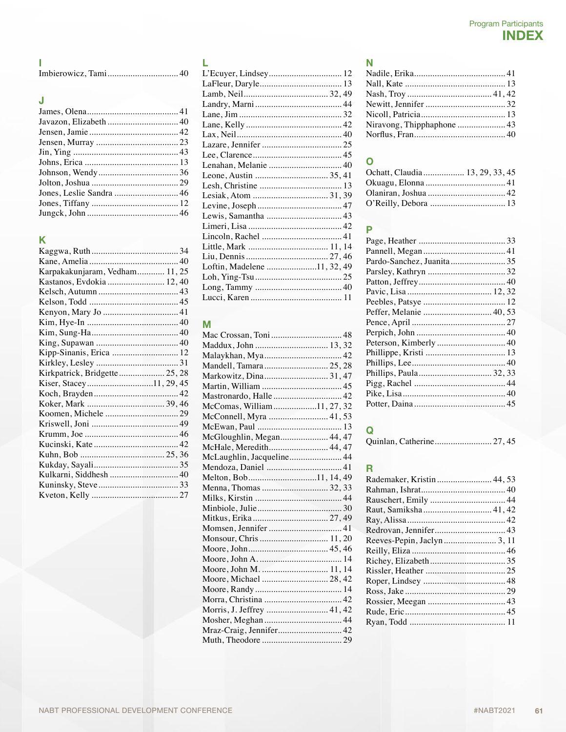## I

Imbierowicz, Tami ............................... 40

## J

James, Olena ........................................ 41
Javazon, Elizabeth ............................... 40
Jensen, Jamie ....................................... 42
Jensen, Murray .................................... 23
Jin, Ying .............................................. 43
Johns, Erica ......................................... 13
Johnson, Wendy ................................... 36
Jolton, Joshua ...................................... 29
Jones, Leslie Sandra ............................ 46
Jones, Tiffany ...................................... 12
Jungck, John ........................................ 46

## K

Kaggwa, Ruth ...................................... 34
Kane, Amelia ....................................... 40
Karpakakunjaram, Vedham ............ 11, 25
Kastanos, Evdokia ......................... 12, 40
Kelsch, Autumn ................................... 43
Kelson, Todd ....................................... 45
Kenyon, Mary Jo ................................. 41
Kim, Hye-In ........................................ 40
Kim, Sung-Ha ...................................... 40
King, Supawan .................................... 40
Kipp-Sinanis, Erica ............................. 12
Kirkley, Lesley .................................... 31
Kirkpatrick, Bridgette .................... 25, 28
Kiser, Stacey ............................. 11, 29, 45
Koch, Brayden ..................................... 42
Koker, Mark .................................. 39, 46
Koomen, Michele ................................ 29
Kriswell, Joni ...................................... 49
Krumm, Joe ......................................... 46
Kucinski, Kate ..................................... 42
Kuhn, Bob ..................................... 25, 36
Kukday, Sayali ..................................... 35
Kulkarni, Siddhesh .............................. 40
Kuninsky, Steve ................................... 33
Kveton, Kelly ...................................... 27

## L

L'Ecuyer, Lindsey ................................ 12
LaFleur, Daryle .................................... 13
Lamb, Neil ..................................... 32, 49
Landry, Marni ...................................... 44
Lane, Jim ............................................. 32
Lane, Kelly .......................................... 42
Lax, Neil .............................................. 40
Lazare, Jennifer ................................... 25
Lee, Clarence ....................................... 45
Lenahan, Melanie ................................ 40
Leone, Austin ................................ 35, 41
Lesh, Christine .................................... 13
Lesiak, Atom ................................. 31, 39
Levine, Joseph ..................................... 47
Lewis, Samantha ................................. 43
Limeri, Lisa ......................................... 42
Lincoln, Rachel ................................... 41
Little, Mark ................................... 11, 14
Liu, Dennis .................................... 27, 46
Loftin, Madelene ...................... 11, 32, 49
Loh, Ying-Tsu ...................................... 25
Long, Tammy ...................................... 40
Lucci, Karen ........................................ 11

## M

Mac Crossan, Toni ............................... 48
Maddux, John ................................ 13, 32
Malaykhan, Mya .................................. 42
Mandell, Tamara ............................ 25, 28
Markowitz, Dina ............................ 31, 47
Martin, William ................................... 45
Mastronardo, Halle .............................. 42
McComas, William ................... 11, 27, 32
McConnell, Myra .......................... 41, 53
McEwan, Paul ..................................... 13
McGloughlin, Megan ..................... 44, 47
McHale, Meredith .......................... 44, 47
McLaughlin, Jacqueline ....................... 44
Mendoza, Daniel ................................. 41
Melton, Bob ............................. 11, 14, 49
Menna, Thomas ............................ 32, 33
Milks, Kirstin ...................................... 44
Minbiole, Julie ..................................... 30
Mitkus, Erika ................................ 27, 49
Momsen, Jennifer ................................ 41
Monsour, Chris .............................. 11, 20
Moore, John ................................... 45, 46
Moore, John A. .................................... 14
Moore, John M. ............................. 11, 14
Moore, Michael ............................. 28, 42
Moore, Randy ...................................... 14
Morra, Christina .................................. 42
Morris, J. Jeffrey ........................... 41, 42
Mosher, Meghan .................................. 44
Mraz-Craig, Jennifer ............................ 42
Muth, Theodore ................................... 29

## N

Nadile, Erika ........................................ 41
Nall, Kate ............................................ 13
Nash, Troy ..................................... 41, 42
Newitt, Jennifer ................................... 32
Nicoll, Patricia ..................................... 13
Niravong, Thipphaphone ..................... 43
Norflus, Fran ........................................ 40

## O

Ochatt, Claudia .................. 13, 29, 33, 45
Okuagu, Elonna ................................... 41
Olaniran, Joshua .................................. 42
O'Reilly, Debora ................................. 13

## P

Page, Heather ...................................... 33
Pannell, Megan .................................... 41
Pardo-Sanchez, Juanita ........................ 35
Parsley, Kathryn .................................. 32
Patton, Jeffrey ..................................... 40
Pavic, Lisa ..................................... 12, 32
Peebles, Patsye .................................... 12
Peffer, Melanie .............................. 40, 53
Pence, April ......................................... 27
Perpich, John ....................................... 40
Peterson, Kimberly .............................. 40
Phillippe, Kristi ................................... 13
Phillips, Lee ......................................... 40
Phillips, Paula ................................ 32, 33
Pigg, Rachel ........................................ 44
Pike, Lisa ............................................. 40
Potter, Daina ........................................ 45

## Q

Quinlan, Catherine ......................... 27, 45

## R

Rademaker, Kristin ........................ 44, 53
Rahman, Ishrat ..................................... 40
Rauschert, Emily ................................. 44
Raut, Samiksha .............................. 41, 42
Ray, Alissa .......................................... 42
Redrovan, Jennifer ............................... 43
Reeves-Pepin, Jaclyn ....................... 3, 11
Reilly, Eliza ......................................... 46
Richey, Elizabeth ................................. 35
Rissler, Heather ................................... 25
Roper, Lindsey .................................... 48
Ross, Jake ............................................ 29
Rossier, Meegan .................................. 43
Rude, Eric ............................................ 45
Ryan, Todd .......................................... 11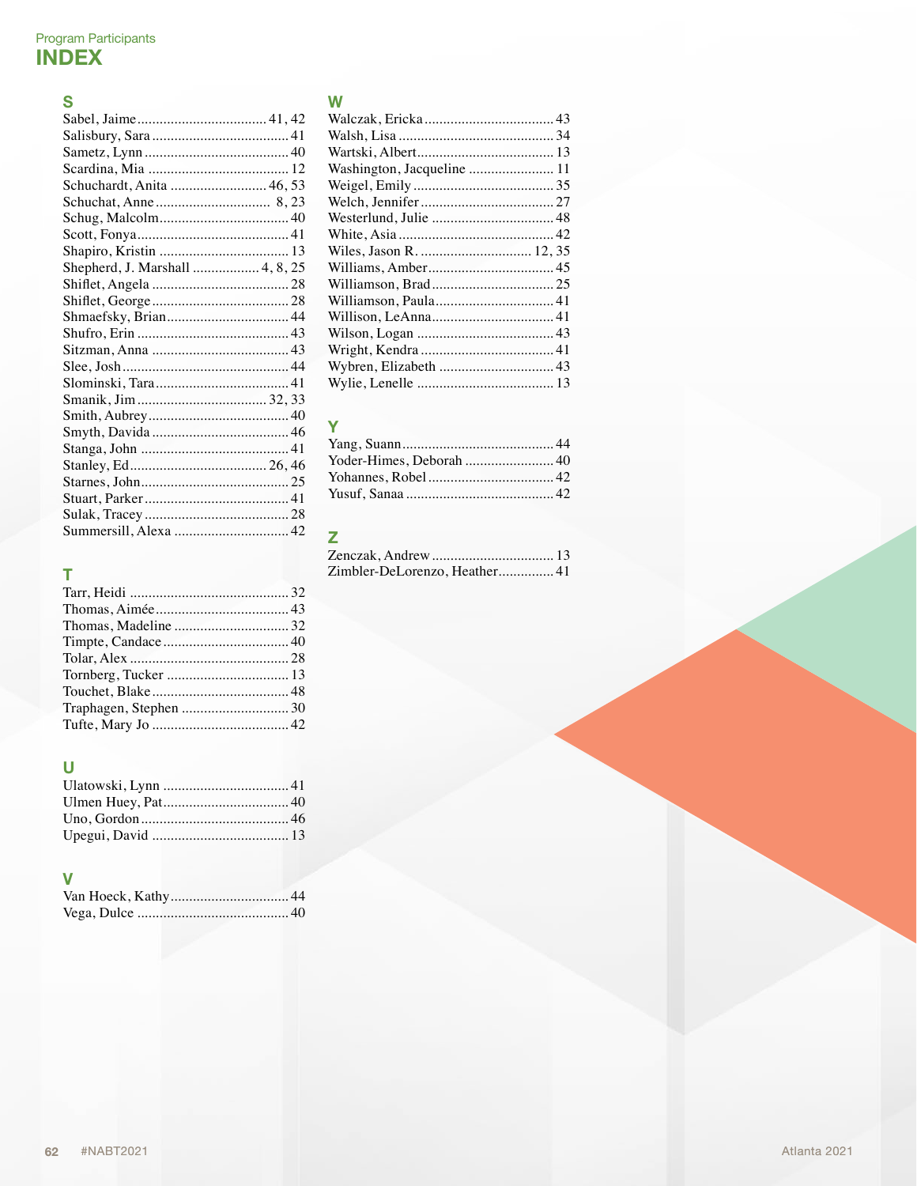Program Participants

# INDEX

## S

Sabel, Jaime .................................. 41, 42
Salisbury, Sara .................................... 41
Sametz, Lynn ....................................... 40
Scardina, Mia ...................................... 12
Schuchardt, Anita .......................... 46, 53
Schuchat, Anne ............................... 8, 23
Schug, Malcolm ................................... 40
Scott, Fonya ......................................... 41
Shapiro, Kristin ................................... 13
Shepherd, J. Marshall ................. 4, 8, 25
Shiflet, Angela ..................................... 28
Shiflet, George ..................................... 28
Shmaefsky, Brian ................................. 44
Shufro, Erin ......................................... 43
Sitzman, Anna ..................................... 43
Slee, Josh ............................................. 44
Slominski, Tara .................................... 41
Smanik, Jim .................................. 32, 33
Smith, Aubrey ...................................... 40
Smyth, Davida ..................................... 46
Stanga, John ........................................ 41
Stanley, Ed ................................... 26, 46
Starnes, John ........................................ 25
Stuart, Parker ....................................... 41
Sulak, Tracey ....................................... 28
Summersill, Alexa ............................... 42

## T

Tarr, Heidi ........................................... 32
Thomas, Aimée .................................... 43
Thomas, Madeline ............................... 32
Timpte, Candace .................................. 40
Tolar, Alex ........................................... 28
Tornberg, Tucker ................................. 13
Touchet, Blake ..................................... 48
Traphagen, Stephen ............................ 30
Tufte, Mary Jo ..................................... 42

## U

Ulatowski, Lynn .................................. 41
Ulmen Huey, Pat .................................. 40
Uno, Gordon ........................................ 46
Upegui, David ..................................... 13

## V

Van Hoeck, Kathy ................................ 44
Vega, Dulce ......................................... 40

## W

Walczak, Ericka ................................... 43
Walsh, Lisa .......................................... 34
Wartski, Albert ..................................... 13
Washington, Jacqueline ....................... 11
Weigel, Emily ...................................... 35
Welch, Jennifer .................................... 27
Westerlund, Julie ................................. 48
White, Asia .......................................... 42
Wiles, Jason R. ............................. 12, 35
Williams, Amber .................................. 45
Williamson, Brad ................................. 25
Williamson, Paula ................................ 41
Willison, LeAnna ................................. 41
Wilson, Logan ..................................... 43
Wright, Kendra .................................... 41
Wybren, Elizabeth ............................... 43
Wylie, Lenelle ..................................... 13

## Y

Yang, Suann ......................................... 44
Yoder-Himes, Deborah ........................ 40
Yohannes, Robel .................................. 42
Yusuf, Sanaa ........................................ 42

## Z

Zenczak, Andrew ................................. 13
Zimbler-DeLorenzo, Heather ............... 41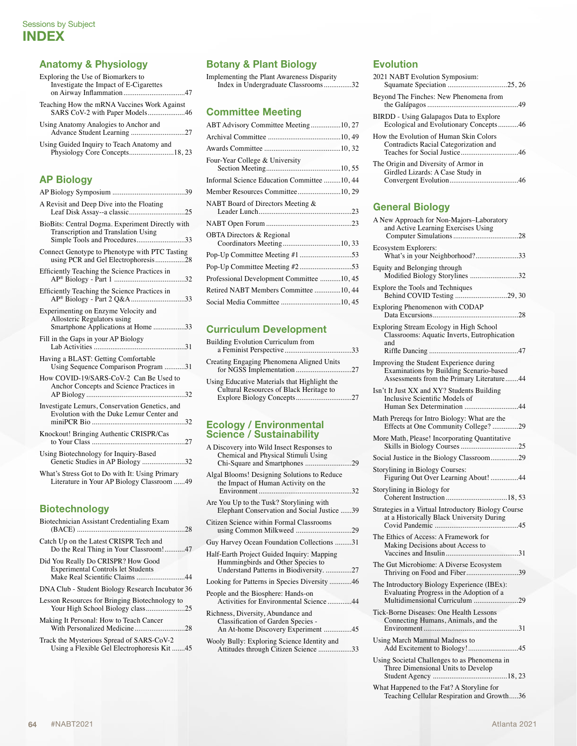Sessions by Subject

# INDEX

## Anatomy & Physiology

- Exploring the Use of Biomarkers to Investigate the Impact of E-Cigarettes on Airway Inflammation ........ 47
- Teaching How the mRNA Vaccines Work Against SARS CoV-2 with Paper Models ........ 46
- Using Anatomy Analogies to Anchor and Advance Student Learning ........ 27
- Using Guided Inquiry to Teach Anatomy and Physiology Core Concepts ........ 18, 23

## AP Biology

- AP Biology Symposium ........ 39
- A Revisit and Deep Dive into the Floating Leaf Disk Assay--a classic ........ 25
- BioBits: Central Dogma. Experiment Directly with Transcription and Translation Using Simple Tools and Procedures ........ 33
- Connect Genotype to Phenotype with PTC Tasting using PCR and Gel Electrophoresis ........ 28
- Efficiently Teaching the Science Practices in AP® Biology - Part 1 ........ 32
- Efficiently Teaching the Science Practices in AP® Biology - Part 2 Q&A ........ 33
- Experimenting on Enzyme Velocity and Allosteric Regulators using Smartphone Applications at Home ........ 33
- Fill in the Gaps in your AP Biology Lab Activities ........ 31
- Having a BLAST: Getting Comfortable Using Sequence Comparison Program ........ 31
- How COVID-19/SARS-CoV-2 Can Be Used to Anchor Concepts and Science Practices in AP Biology ........ 32
- Investigate Lemurs, Conservation Genetics, and Evolution with the Duke Lemur Center and miniPCR Bio ........ 32
- Knockout! Bringing Authentic CRISPR/Cas to Your Class ........ 27
- Using Biotechnology for Inquiry-Based Genetic Studies in AP Biology ........ 32
- What's Stress Got to Do with It: Using Primary Literature in Your AP Biology Classroom ........ 49

## Biotechnology

- Biotechnician Assistant Credentialing Exam (BACE) ........ 28
- Catch Up on the Latest CRISPR Tech and Do the Real Thing in Your Classroom! ........ 47
- Did You Really Do CRISPR? How Good Experimental Controls let Students Make Real Scientific Claims ........ 44
- DNA Club - Student Biology Research Incubator 36
- Lesson Resources for Bringing Biotechnology to Your High School Biology class ........ 25
- Making It Personal: How to Teach Cancer With Personalized Medicine ........ 28
- Track the Mysterious Spread of SARS-CoV-2 Using a Flexible Gel Electrophoresis Kit ........ 45

## Botany & Plant Biology

- Implementing the Plant Awareness Disparity Index in Undergraduate Classrooms ........ 32

## Committee Meeting

- ABT Advisory Committee Meeting ........ 10, 27
- Archival Committee ........ 10, 49
- Awards Committee ........ 10, 32
- Four-Year College & University Section Meeting ........ 10, 55
- Informal Science Education Committee ........ 10, 44
- Member Resources Committee ........ 10, 29
- NABT Board of Directors Meeting & Leader Lunch ........ 23
- NABT Open Forum ........ 23
- OBTA Directors & Regional Coordinators Meeting ........ 10, 33
- Pop-Up Committee Meeting #1 ........ 53
- Pop-Up Committee Meeting #2 ........ 53
- Professional Development Committee ........ 10, 45
- Retired NABT Members Committee ........ 10, 44
- Social Media Committee ........ 10, 45

## Curriculum Development

- Building Evolution Curriculum from a Feminist Perspective ........ 33
- Creating Engaging Phenomena Aligned Units for NGSS Implementation ........ 27
- Using Educative Materials that Highlight the Cultural Resources of Black Heritage to Explore Biology Concepts ........ 27

## Ecology / Environmental Science / Sustainability

- A Discovery into Wild Insect Responses to Chemical and Physical Stimuli Using Chi-Square and Smartphones ........ 29
- Algal Blooms: Designing Solutions to Reduce the Impact of Human Activity on the Environment ........ 32
- Are You Up to the Tusk? Storylining with Elephant Conservation and Social Justice ........ 39
- Citizen Science within Formal Classrooms using Common Milkweed ........ 29
- Guy Harvey Ocean Foundation Collections ........ 31
- Half-Earth Project Guided Inquiry: Mapping Hummingbirds and Other Species to Understand Patterns in Biodiversity. ........ 27
- Looking for Patterns in Species Diversity ........ 46
- People and the Biosphere: Hands-on Activities for Environmental Science ........ 44
- Richness, Diversity, Abundance and Classification of Garden Species - An At-home Discovery Experiment ........ 45
- Wooly Bully: Exploring Science Identity and Attitudes through Citizen Science ........ 33

## Evolution

- 2021 NABT Evolution Symposium: Squamate Speciation ........ 25, 26
- Beyond The Finches: New Phenomena from the Galápagos ........ 49
- BIRDD - Using Galapagos Data to Explore Ecological and Evolutionary Concepts ........ 46
- How the Evolution of Human Skin Colors Contradicts Racial Categorization and Teaches for Social Justice ........ 46
- The Origin and Diversity of Armor in Girdled Lizards: A Case Study in Convergent Evolution ........ 46

## General Biology

- A New Approach for Non-Majors–Laboratory and Active Learning Exercises Using Computer Simulations ........ 28
- Ecosystem Explorers: What's in your Neighborhood? ........ 33
- Equity and Belonging through Modified Biology Storylines ........ 32
- Explore the Tools and Techniques Behind COVID Testing ........ 29, 30
- Exploring Phenomenon with CODAP Data Excursions ........ 28
- Exploring Stream Ecology in High School Classrooms: Aquatic Inverts, Eutrophication and Riffle Dancing ........ 47
- Improving the Student Experience during Examinations by Building Scenario-based Assessments from the Primary Literature ........ 44
- Isn't It Just XX and XY? Students Building Inclusive Scientific Models of Human Sex Determination ........ 44
- Math Prereqs for Intro Biology: What are the Effects at One Community College? ........ 29
- More Math, Please! Incorporating Quantitative Skills in Biology Courses ........ 25
- Social Justice in the Biology Classroom ........ 29
- Storylining in Biology Courses: Figuring Out Over Learning About! ........ 44
- Storylining in Biology for Coherent Instruction ........ 18, 53
- Strategies in a Virtual Introductory Biology Course at a Historically Black University During Covid Pandemic ........ 45
- The Ethics of Access: A Framework for Making Decisions about Access to Vaccines and Insulin ........ 31
- The Gut Microbiome: A Diverse Ecosystem Thriving on Food and Fiber ........ 39
- The Introductory Biology Experience (IBEx): Evaluating Progress in the Adoption of a Multidimensional Curriculum ........ 29
- Tick-Borne Diseases: One Health Lessons Connecting Humans, Animals, and the Environment ........ 31
- Using March Mammal Madness to Add Excitement to Biology! ........ 45
- Using Societal Challenges to as Phenomena in Three Dimensional Units to Develop Student Agency ........ 18, 23
- What Happened to the Fat? A Storyline for Teaching Cellular Respiration and Growth ........ 36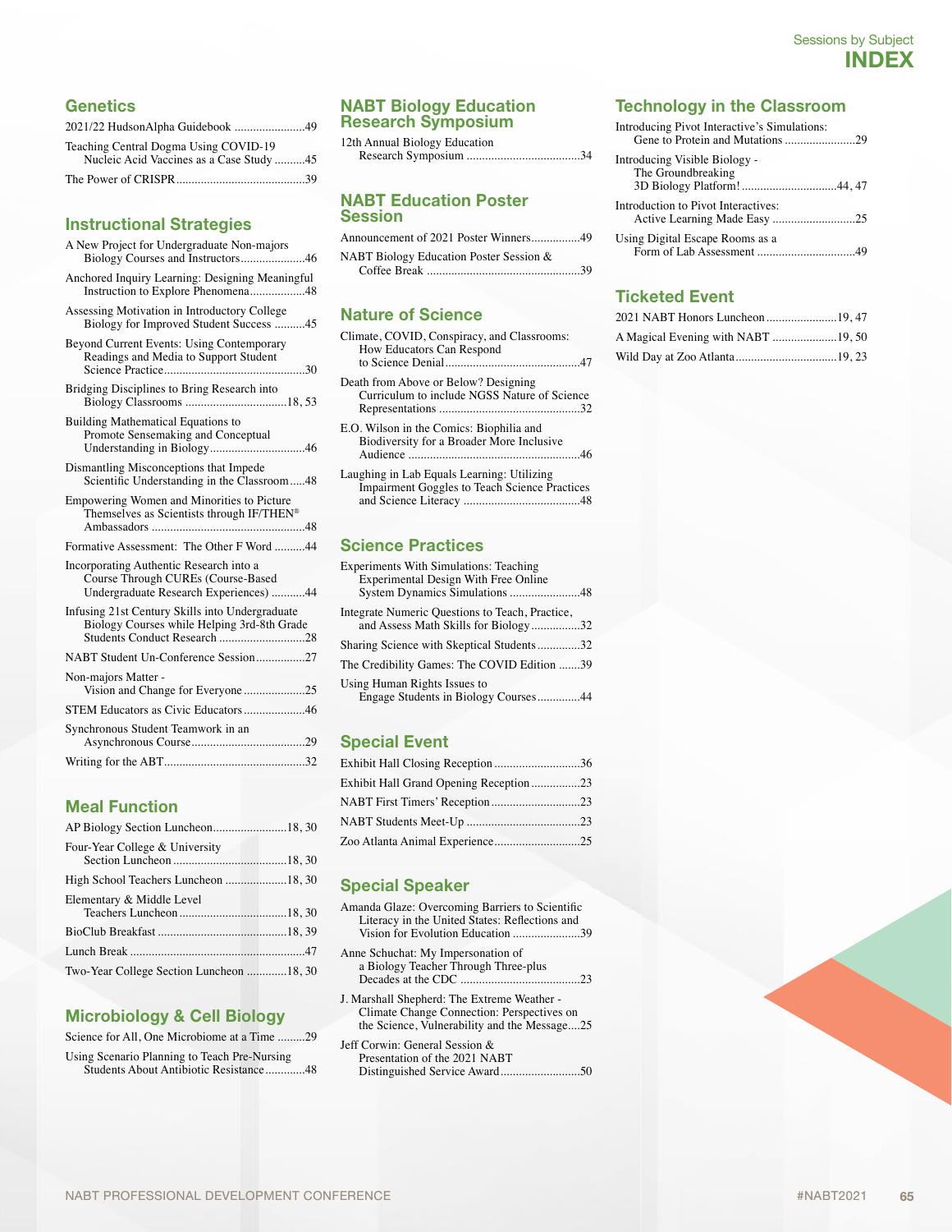# INDEX

Sessions by Subject

## Genetics

- 2021/22 HudsonAlpha Guidebook ....................... 49
- Teaching Central Dogma Using COVID-19 Nucleic Acid Vaccines as a Case Study .......... 45
- The Power of CRISPR .......................................... 39

## Instructional Strategies

- A New Project for Undergraduate Non-majors Biology Courses and Instructors ..................... 46
- Anchored Inquiry Learning: Designing Meaningful Instruction to Explore Phenomena .................. 48
- Assessing Motivation in Introductory College Biology for Improved Student Success .......... 45
- Beyond Current Events: Using Contemporary Readings and Media to Support Student Science Practice .............................................. 30
- Bridging Disciplines to Bring Research into Biology Classrooms ................................. 18, 53
- Building Mathematical Equations to Promote Sensemaking and Conceptual Understanding in Biology ............................... 46
- Dismantling Misconceptions that Impede Scientific Understanding in the Classroom ..... 48
- Empowering Women and Minorities to Picture Themselves as Scientists through IF/THEN® Ambassadors .................................................. 48
- Formative Assessment: The Other F Word .......... 44
- Incorporating Authentic Research into a Course Through CUREs (Course-Based Undergraduate Research Experiences) ........... 44
- Infusing 21st Century Skills into Undergraduate Biology Courses while Helping 3rd-8th Grade Students Conduct Research ............................ 28
- NABT Student Un-Conference Session ................ 27
- Non-majors Matter - Vision and Change for Everyone .................... 25
- STEM Educators as Civic Educators .................... 46
- Synchronous Student Teamwork in an Asynchronous Course ..................................... 29
- Writing for the ABT ............................................. 32

## Meal Function

- AP Biology Section Luncheon ........................ 18, 30
- Four-Year College & University Section Luncheon ..................................... 18, 30
- High School Teachers Luncheon .................... 18, 30
- Elementary & Middle Level Teachers Luncheon ................................... 18, 30
- BioClub Breakfast .......................................... 18, 39
- Lunch Break ......................................................... 47
- Two-Year College Section Luncheon ............. 18, 30

## Microbiology & Cell Biology

- Science for All, One Microbiome at a Time ......... 29
- Using Scenario Planning to Teach Pre-Nursing Students About Antibiotic Resistance ............. 48

## NABT Biology Education Research Symposium

- 12th Annual Biology Education Research Symposium ..................................... 34

## NABT Education Poster Session

- Announcement of 2021 Poster Winners ................ 49
- NABT Biology Education Poster Session & Coffee Break .................................................. 39

## Nature of Science

- Climate, COVID, Conspiracy, and Classrooms: How Educators Can Respond to Science Denial ............................................ 47
- Death from Above or Below? Designing Curriculum to include NGSS Nature of Science Representations .............................................. 32
- E.O. Wilson in the Comics: Biophilia and Biodiversity for a Broader More Inclusive Audience ........................................................ 46
- Laughing in Lab Equals Learning: Utilizing Impairment Goggles to Teach Science Practices and Science Literacy ...................................... 48

## Science Practices

- Experiments With Simulations: Teaching Experimental Design With Free Online System Dynamics Simulations ....................... 48
- Integrate Numeric Questions to Teach, Practice, and Assess Math Skills for Biology ................ 32
- Sharing Science with Skeptical Students .............. 32
- The Credibility Games: The COVID Edition ....... 39
- Using Human Rights Issues to Engage Students in Biology Courses .............. 44

## Special Event

- Exhibit Hall Closing Reception ............................ 36
- Exhibit Hall Grand Opening Reception ................ 23
- NABT First Timers' Reception ............................. 23
- NABT Students Meet-Up ..................................... 23
- Zoo Atlanta Animal Experience ............................ 25

## Special Speaker

- Amanda Glaze: Overcoming Barriers to Scientific Literacy in the United States: Reflections and Vision for Evolution Education ...................... 39
- Anne Schuchat: My Impersonation of a Biology Teacher Through Three-plus Decades at the CDC ....................................... 23
- J. Marshall Shepherd: The Extreme Weather - Climate Change Connection: Perspectives on the Science, Vulnerability and the Message .... 25
- Jeff Corwin: General Session & Presentation of the 2021 NABT Distinguished Service Award .......................... 50

## Technology in the Classroom

- Introducing Pivot Interactive's Simulations: Gene to Protein and Mutations ....................... 29
- Introducing Visible Biology - The Groundbreaking 3D Biology Platform! ............................... 44, 47
- Introduction to Pivot Interactives: Active Learning Made Easy ........................... 25
- Using Digital Escape Rooms as a Form of Lab Assessment ................................ 49

## Ticketed Event

- 2021 NABT Honors Luncheon ....................... 19, 47
- A Magical Evening with NABT ..................... 19, 50
- Wild Day at Zoo Atlanta ................................. 19, 23